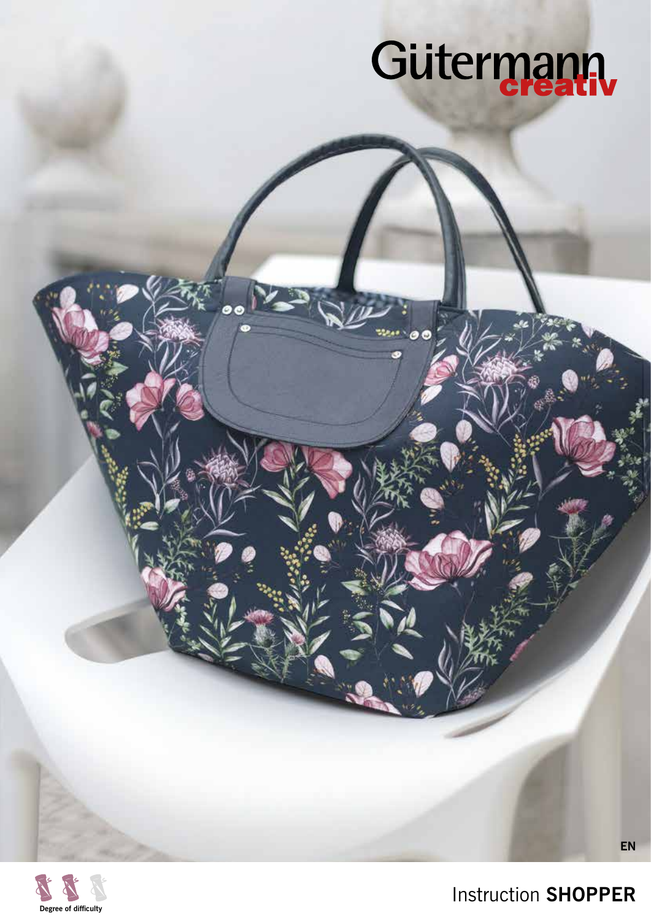Gütermann creativ

EN

Degree of difficulty

# Instruction **SHOPPER**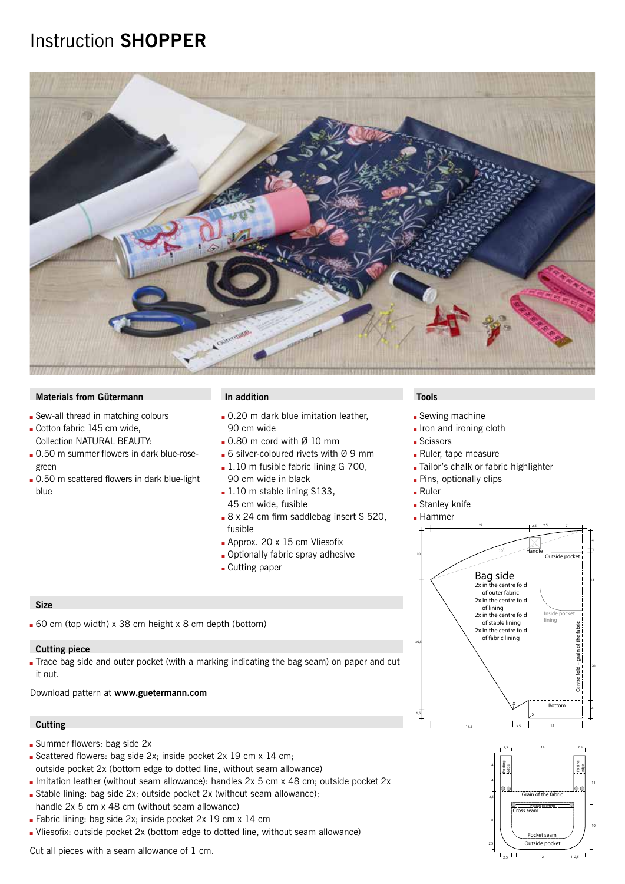# Instruction **SHOPPER**

## Materials from Gütermann

- Sew-all thread in matching colours
- Cotton fabric 145 cm wide, Collection NATURAL BEAUTY:
- 0.50 m summer flowers in dark blue-rose-green
- 0.50 m scattered flowers in dark blue-light blue

## In addition

- 0.20 m dark blue imitation leather, 90 cm wide
- 0.80 m cord with Ø 10 mm
- 6 silver-coloured rivets with Ø 9 mm
- 1.10 m fusible fabric lining G 700, 90 cm wide in black
- 1.10 m stable lining S133, 45 cm wide, fusible
- 8 x 24 cm firm saddlebag insert S 520, fusible
- Approx. 20 x 15 cm Vliesofix
- Optionally fabric spray adhesive
- Cutting paper

## Tools

- Sewing machine
- Iron and ironing cloth
- Scissors
- Ruler, tape measure
- Tailor's chalk or fabric highlighter
- Pins, optionally clips
- Ruler
- Stanley knife
- Hammer

## Size

- 60 cm (top width) x 38 cm height x 8 cm depth (bottom)

## Cutting piece

- Trace bag side and outer pocket (with a marking indicating the bag seam) on paper and cut it out.

Download pattern at **www.guetermann.com**

## Cutting

- Summer flowers: bag side 2x
- Scattered flowers: bag side 2x; inside pocket 2x 19 cm x 14 cm; outside pocket 2x (bottom edge to dotted line, without seam allowance)
- Imitation leather (without seam allowance): handles 2x 5 cm x 48 cm; outside pocket 2x
- Stable lining: bag side 2x; outside pocket 2x (without seam allowance); handle 2x 5 cm x 48 cm (without seam allowance)
- Fabric lining: bag side 2x; inside pocket 2x 19 cm x 14 cm
- Vliesofix: outside pocket 2x (bottom edge to dotted line, without seam allowance)

Cut all pieces with a seam allowance of 1 cm.

Bag side
2x in the centre fold of outer fabric
2x in the centre fold of lining
2x in the centre fold of stable lining
2x in the centre fold of fabric lining

Handle — Outside pocket — Inside pocket lining — Centre fold – grain of the fabric — Bottom

Grain of the fabric — Cross seam — Pocket seam — Outside pocket — Folding edge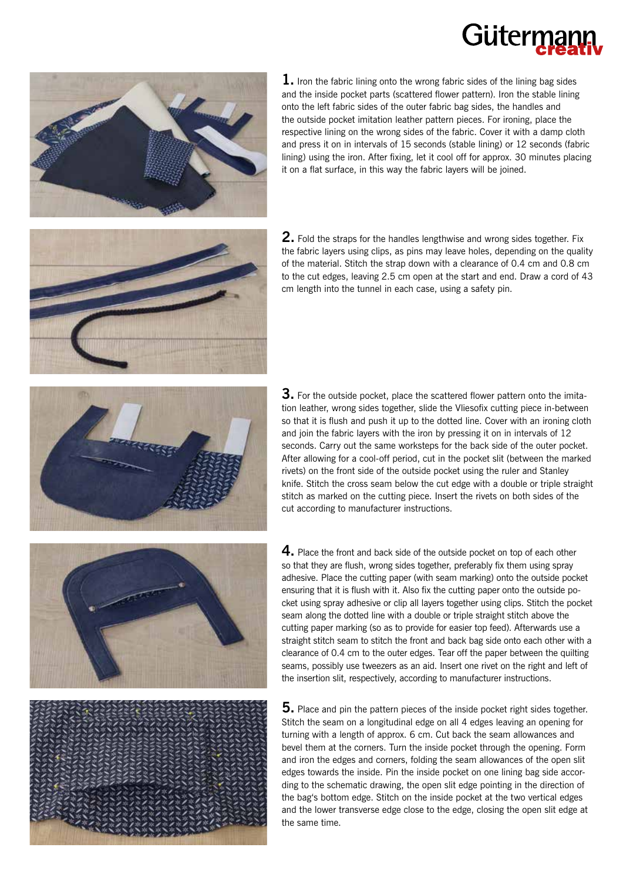**1.** Iron the fabric lining onto the wrong fabric sides of the lining bag sides and the inside pocket parts (scattered flower pattern). Iron the stable lining onto the left fabric sides of the outer fabric bag sides, the handles and the outside pocket imitation leather pattern pieces. For ironing, place the respective lining on the wrong sides of the fabric. Cover it with a damp cloth and press it on in intervals of 15 seconds (stable lining) or 12 seconds (fabric lining) using the iron. After fixing, let it cool off for approx. 30 minutes placing it on a flat surface, in this way the fabric layers will be joined.

**2.** Fold the straps for the handles lengthwise and wrong sides together. Fix the fabric layers using clips, as pins may leave holes, depending on the quality of the material. Stitch the strap down with a clearance of 0.4 cm and 0.8 cm to the cut edges, leaving 2.5 cm open at the start and end. Draw a cord of 43 cm length into the tunnel in each case, using a safety pin.

**3.** For the outside pocket, place the scattered flower pattern onto the imitation leather, wrong sides together, slide the Vliesofix cutting piece in-between so that it is flush and push it up to the dotted line. Cover with an ironing cloth and join the fabric layers with the iron by pressing it on in intervals of 12 seconds. Carry out the same worksteps for the back side of the outer pocket. After allowing for a cool-off period, cut in the pocket slit (between the marked rivets) on the front side of the outside pocket using the ruler and Stanley knife. Stitch the cross seam below the cut edge with a double or triple straight stitch as marked on the cutting piece. Insert the rivets on both sides of the cut according to manufacturer instructions.

**4.** Place the front and back side of the outside pocket on top of each other so that they are flush, wrong sides together, preferably fix them using spray adhesive. Place the cutting paper (with seam marking) onto the outside pocket ensuring that it is flush with it. Also fix the cutting paper onto the outside pocket using spray adhesive or clip all layers together using clips. Stitch the pocket seam along the dotted line with a double or triple straight stitch above the cutting paper marking (so as to provide for easier top feed). Afterwards use a straight stitch seam to stitch the front and back bag side onto each other with a clearance of 0.4 cm to the outer edges. Tear off the paper between the quilting seams, possibly use tweezers as an aid. Insert one rivet on the right and left of the insertion slit, respectively, according to manufacturer instructions.

**5.** Place and pin the pattern pieces of the inside pocket right sides together. Stitch the seam on a longitudinal edge on all 4 edges leaving an opening for turning with a length of approx. 6 cm. Cut back the seam allowances and bevel them at the corners. Turn the inside pocket through the opening. Form and iron the edges and corners, folding the seam allowances of the open slit edges towards the inside. Pin the inside pocket on one lining bag side according to the schematic drawing, the open slit edge pointing in the direction of the bag's bottom edge. Stitch on the inside pocket at the two vertical edges and the lower transverse edge close to the edge, closing the open slit edge at the same time.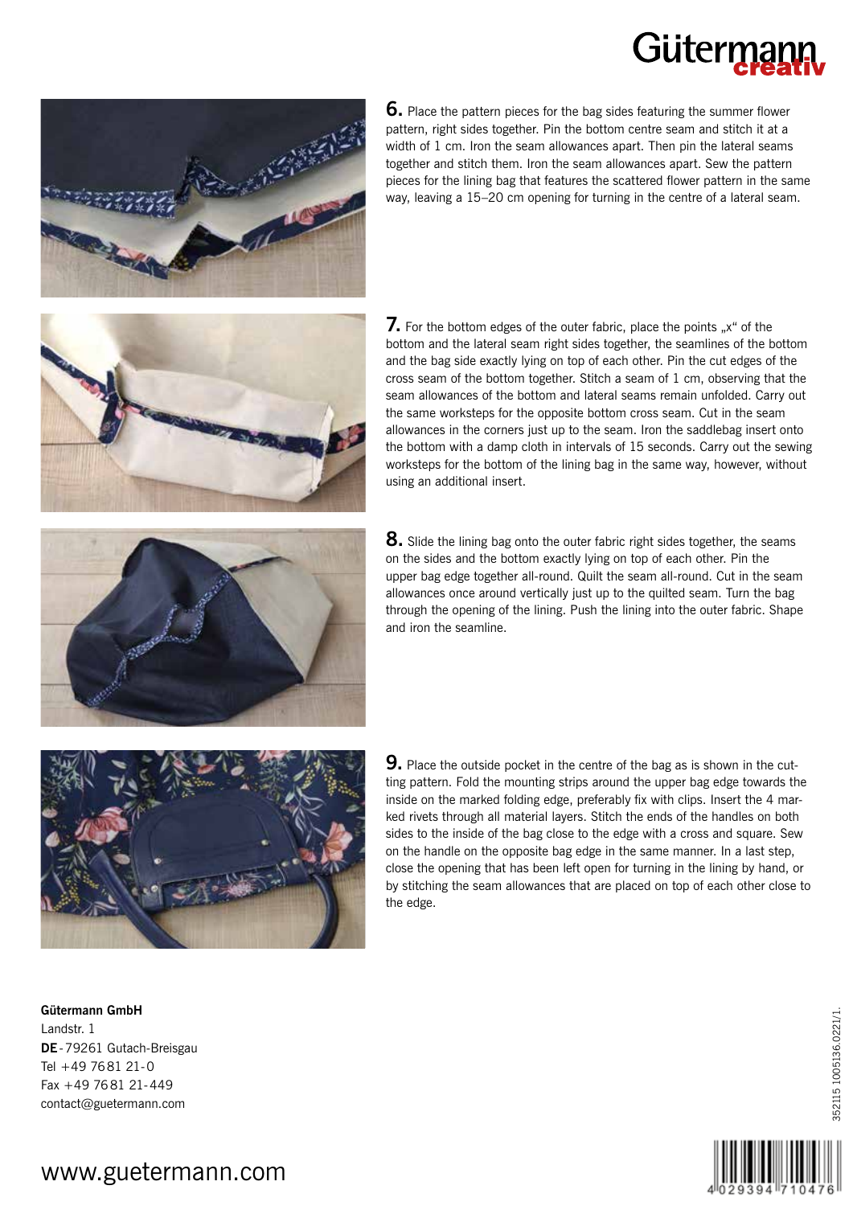**6.** Place the pattern pieces for the bag sides featuring the summer flower pattern, right sides together. Pin the bottom centre seam and stitch it at a width of 1 cm. Iron the seam allowances apart. Then pin the lateral seams together and stitch them. Iron the seam allowances apart. Sew the pattern pieces for the lining bag that features the scattered flower pattern in the same way, leaving a 15–20 cm opening for turning in the centre of a lateral seam.

**7.** For the bottom edges of the outer fabric, place the points „x" of the bottom and the lateral seam right sides together, the seamlines of the bottom and the bag side exactly lying on top of each other. Pin the cut edges of the cross seam of the bottom together. Stitch a seam of 1 cm, observing that the seam allowances of the bottom and lateral seams remain unfolded. Carry out the same worksteps for the opposite bottom cross seam. Cut in the seam allowances in the corners just up to the seam. Iron the saddlebag insert onto the bottom with a damp cloth in intervals of 15 seconds. Carry out the sewing worksteps for the bottom of the lining bag in the same way, however, without using an additional insert.

**8.** Slide the lining bag onto the outer fabric right sides together, the seams on the sides and the bottom exactly lying on top of each other. Pin the upper bag edge together all-round. Quilt the seam all-round. Cut in the seam allowances once around vertically just up to the quilted seam. Turn the bag through the opening of the lining. Push the lining into the outer fabric. Shape and iron the seamline.

**9.** Place the outside pocket in the centre of the bag as is shown in the cutting pattern. Fold the mounting strips around the upper bag edge towards the inside on the marked folding edge, preferably fix with clips. Insert the 4 marked rivets through all material layers. Stitch the ends of the handles on both sides to the inside of the bag close to the edge with a cross and square. Sew on the handle on the opposite bag edge in the same manner. In a last step, close the opening that has been left open for turning in the lining by hand, or by stitching the seam allowances that are placed on top of each other close to the edge.

**Gütermann GmbH**
Landstr. 1
**DE** - 79261 Gutach-Breisgau
Tel +49 7681 21-0
Fax +49 7681 21-449
contact@guetermann.com

www.guetermann.com

352115 1005136.0221/1.

4 029394 710476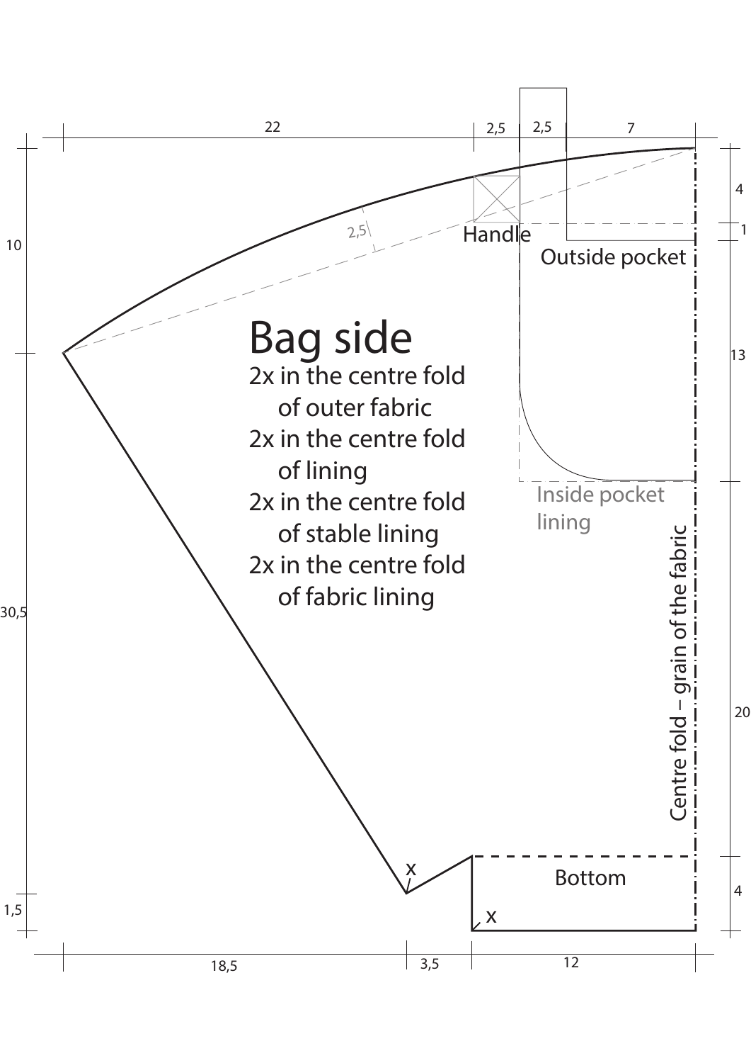# Bag side

2x in the centre fold of outer fabric

2x in the centre fold of lining

2x in the centre fold of stable lining

2x in the centre fold of fabric lining

Handle

Outside pocket

Inside pocket lining

Bottom

Centre fold – grain of the fabric

x

x

22 | 2,5 | 2,5 | 7

10

30,5

1,5

4

1

13

20

4

2,5

18,5 | 3,5 | 12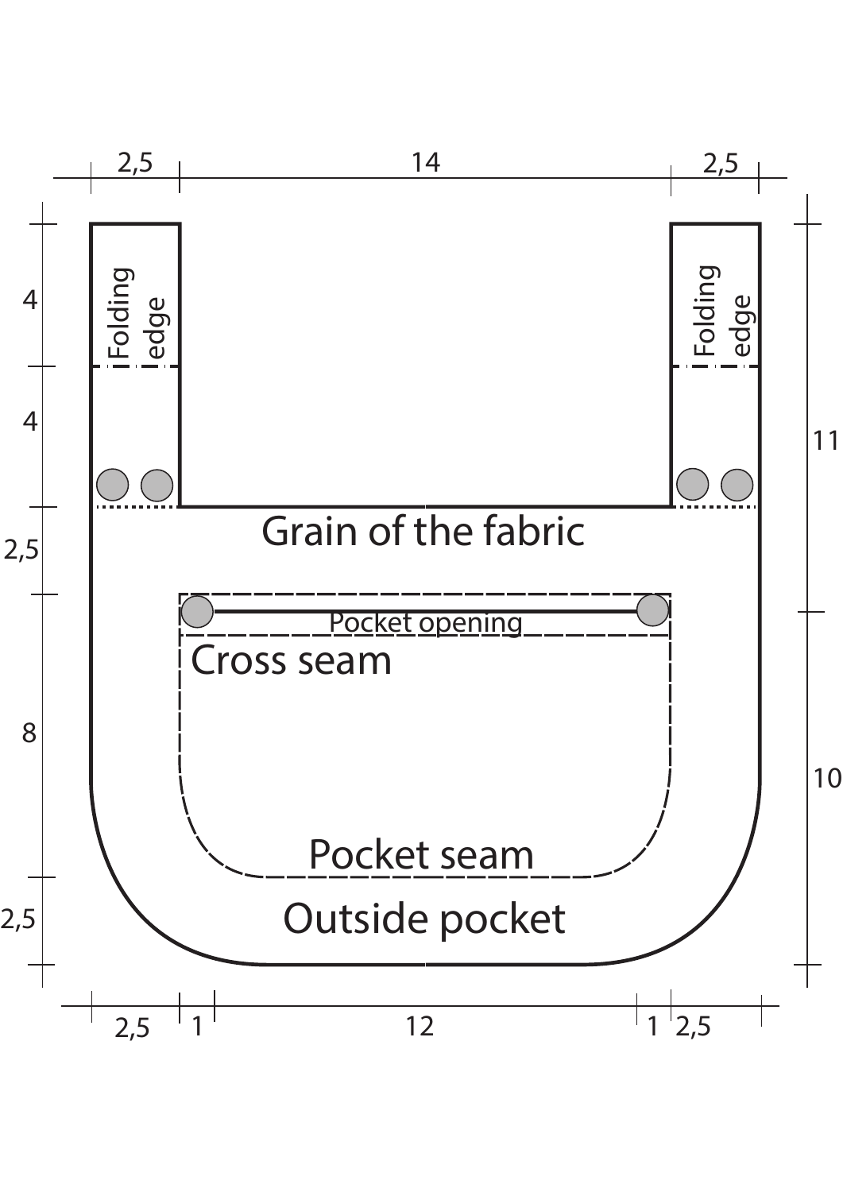2,5

14

2,5

4

Folding edge

Folding edge

4

11

2,5

Grain of the fabric

Pocket opening

Cross seam

8

10

Pocket seam

2,5

Outside pocket

2,5

1

12

1

2,5